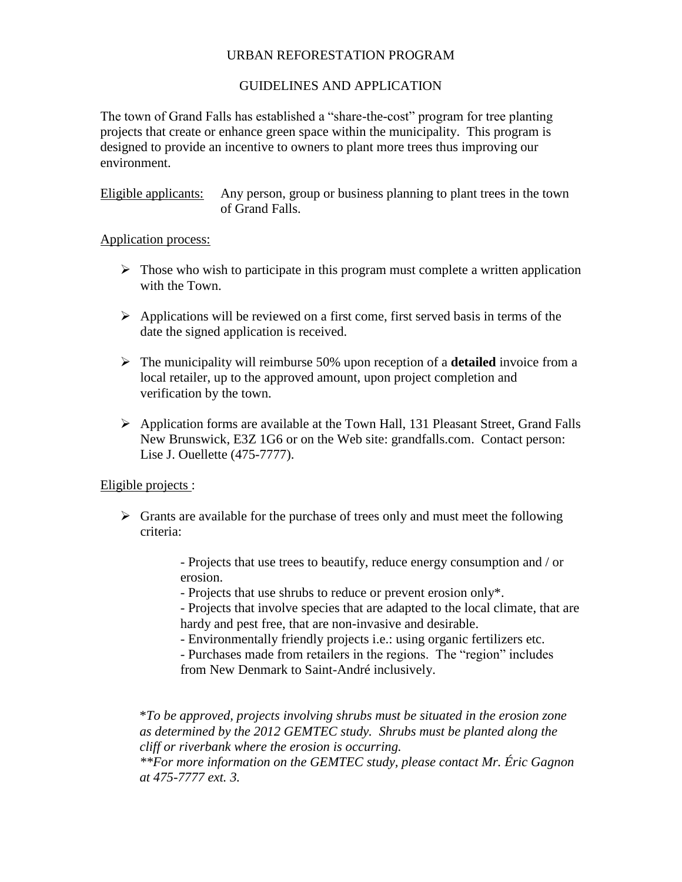# URBAN REFORESTATION PROGRAM

## GUIDELINES AND APPLICATION

The town of Grand Falls has established a "share-the-cost" program for tree planting projects that create or enhance green space within the municipality. This program is designed to provide an incentive to owners to plant more trees thus improving our environment.

Eligible applicants: Any person, group or business planning to plant trees in the town of Grand Falls.

Application process:

- Those who wish to participate in this program must complete a written application with the Town.
- Applications will be reviewed on a first come, first served basis in terms of the date the signed application is received.
- The municipality will reimburse 50% upon reception of a **detailed** invoice from a local retailer, up to the approved amount, upon project completion and verification by the town.
- Application forms are available at the Town Hall, 131 Pleasant Street, Grand Falls New Brunswick, E3Z 1G6 or on the Web site: grandfalls.com. Contact person: Lise J. Ouellette (475-7777).

Eligible projects :

- Grants are available for the purchase of trees only and must meet the following criteria:

  - Projects that use trees to beautify, reduce energy consumption and / or erosion.
  - Projects that use shrubs to reduce or prevent erosion only*.
  - Projects that involve species that are adapted to the local climate, that are hardy and pest free, that are non-invasive and desirable.
  - Environmentally friendly projects i.e.: using organic fertilizers etc.
  - Purchases made from retailers in the regions. The "region" includes from New Denmark to Saint-André inclusively.

*\*To be approved, projects involving shrubs must be situated in the erosion zone as determined by the 2012 GEMTEC study. Shrubs must be planted along the cliff or riverbank where the erosion is occurring.*
*\*\*For more information on the GEMTEC study, please contact Mr. Éric Gagnon at 475-7777 ext. 3.*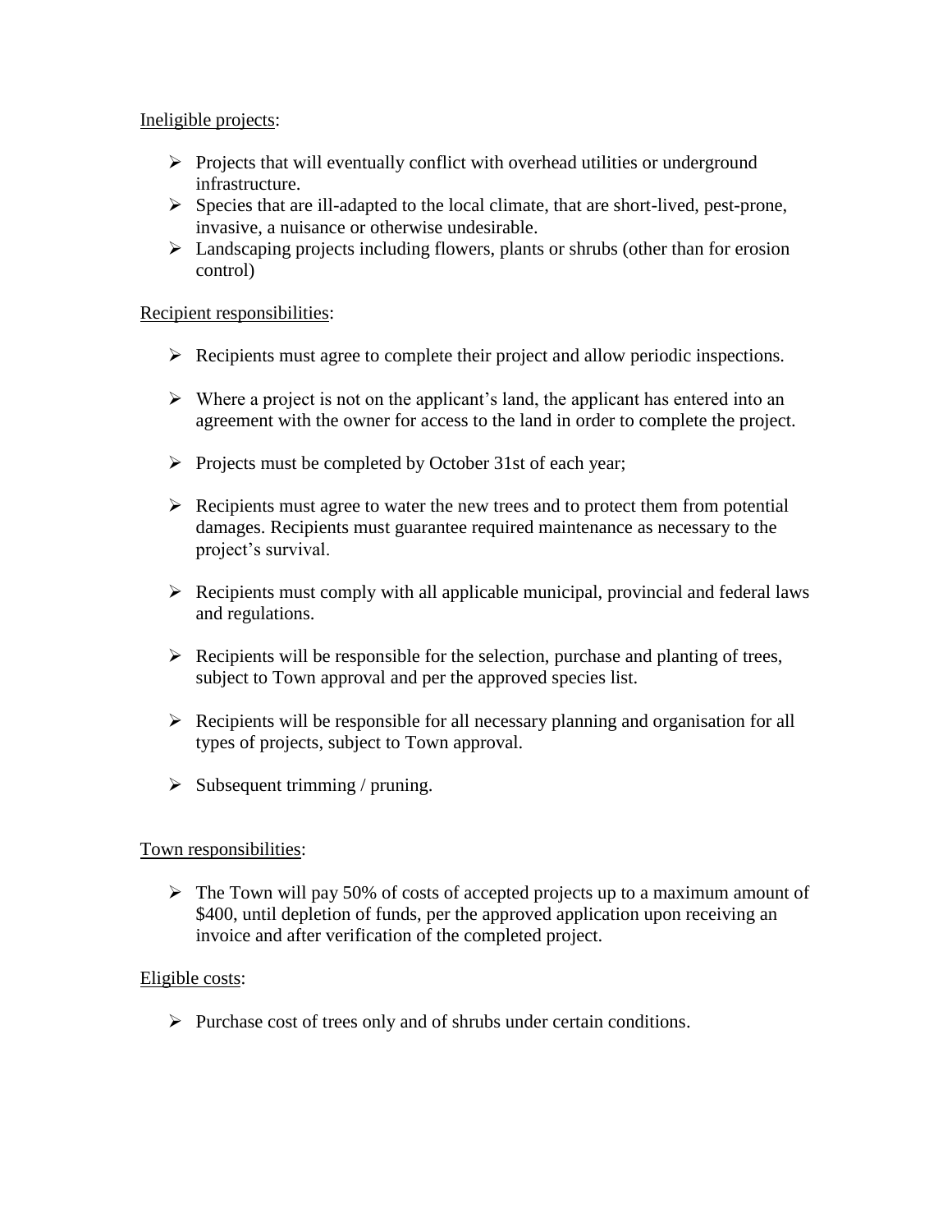<u>Ineligible projects</u>:

- Projects that will eventually conflict with overhead utilities or underground infrastructure.
- Species that are ill-adapted to the local climate, that are short-lived, pest-prone, invasive, a nuisance or otherwise undesirable.
- Landscaping projects including flowers, plants or shrubs (other than for erosion control)

<u>Recipient responsibilities</u>:

- Recipients must agree to complete their project and allow periodic inspections.
- Where a project is not on the applicant's land, the applicant has entered into an agreement with the owner for access to the land in order to complete the project.
- Projects must be completed by October 31st of each year;
- Recipients must agree to water the new trees and to protect them from potential damages. Recipients must guarantee required maintenance as necessary to the project's survival.
- Recipients must comply with all applicable municipal, provincial and federal laws and regulations.
- Recipients will be responsible for the selection, purchase and planting of trees, subject to Town approval and per the approved species list.
- Recipients will be responsible for all necessary planning and organisation for all types of projects, subject to Town approval.
- Subsequent trimming / pruning.

<u>Town responsibilities</u>:

- The Town will pay 50% of costs of accepted projects up to a maximum amount of $400, until depletion of funds, per the approved application upon receiving an invoice and after verification of the completed project.

<u>Eligible costs</u>:

- Purchase cost of trees only and of shrubs under certain conditions.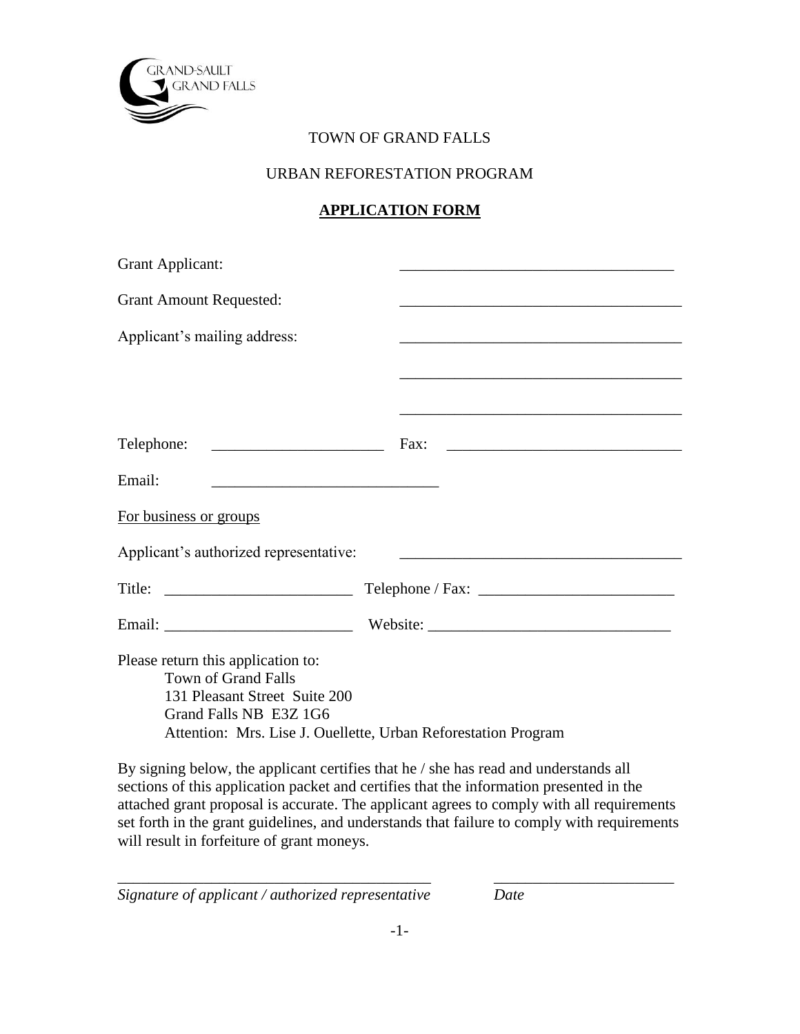TOWN OF GRAND FALLS

URBAN REFORESTATION PROGRAM

**APPLICATION FORM**

Grant Applicant: ___________________________________

Grant Amount Requested: ___________________________________

Applicant's mailing address: ___________________________________

___________________________________

___________________________________

Telephone: ______________________ Fax: ______________________________

Email: ____________________________

For business or groups

Applicant's authorized representative: ___________________________________

Title: ________________________ Telephone / Fax: ________________________

Email: ________________________ Website: ______________________________

Please return this application to:
Town of Grand Falls
131 Pleasant Street Suite 200
Grand Falls NB E3Z 1G6
Attention: Mrs. Lise J. Ouellette, Urban Reforestation Program

By signing below, the applicant certifies that he / she has read and understands all sections of this application packet and certifies that the information presented in the attached grant proposal is accurate. The applicant agrees to comply with all requirements set forth in the grant guidelines, and understands that failure to comply with requirements will result in forfeiture of grant moneys.

_________________________________________ _______________________

*Signature of applicant / authorized representative* *Date*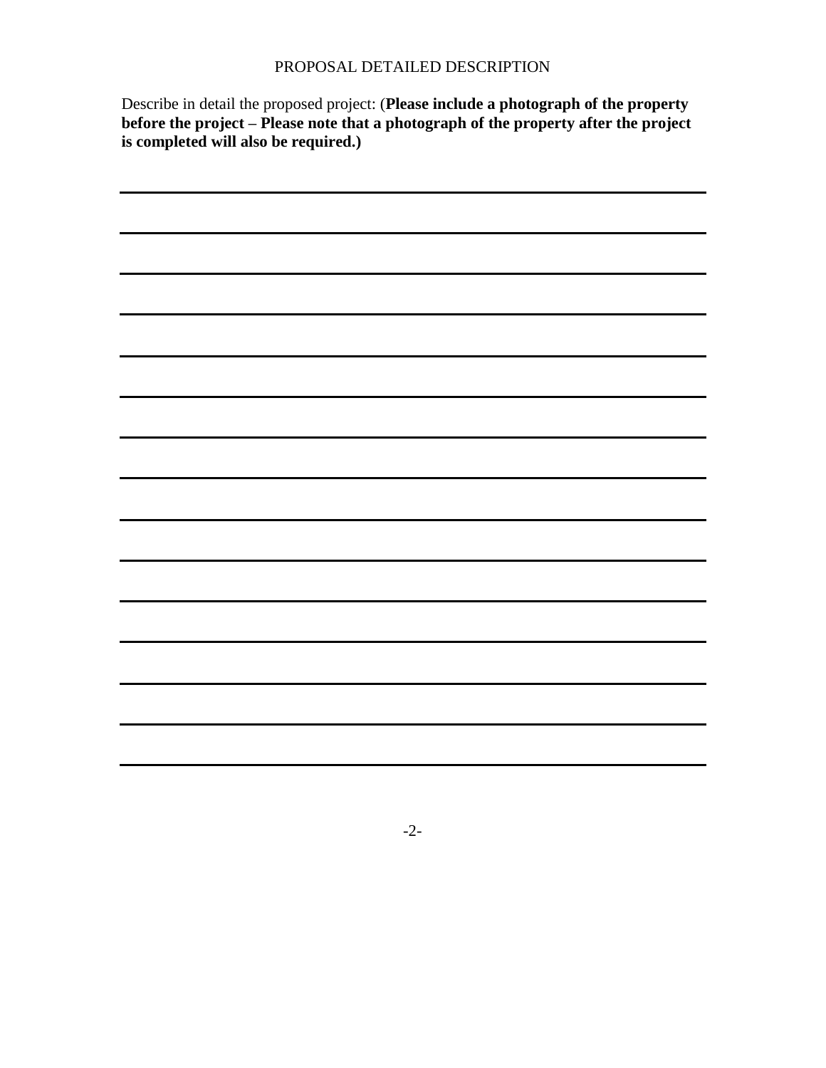PROPOSAL DETAILED DESCRIPTION

Describe in detail the proposed project: (**Please include a photograph of the property before the project – Please note that a photograph of the property after the project is completed will also be required.)**

______________________________________________________________________

______________________________________________________________________

______________________________________________________________________

______________________________________________________________________

______________________________________________________________________

______________________________________________________________________

______________________________________________________________________

______________________________________________________________________

______________________________________________________________________

______________________________________________________________________

______________________________________________________________________

______________________________________________________________________

______________________________________________________________________

______________________________________________________________________

______________________________________________________________________